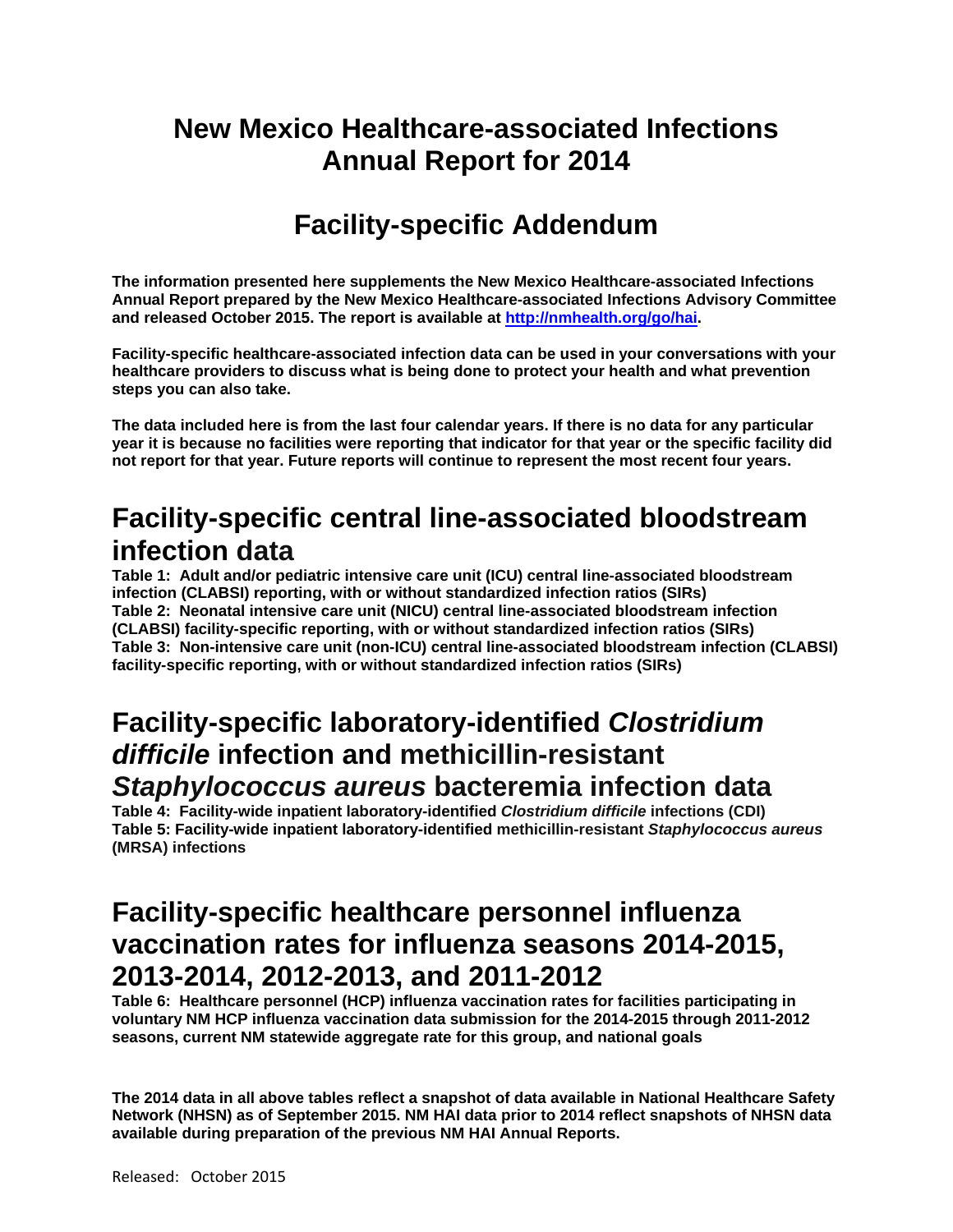# New Mexico Healthcare-associated Infections Annual Report for 2014

# Facility-specific Addendum

**The information presented here supplements the New Mexico Healthcare-associated Infections Annual Report prepared by the New Mexico Healthcare-associated Infections Advisory Committee and released October 2015. The report is available at [http://nmhealth.org/go/hai](http://nmhealth.org/go/hai).**

**Facility-specific healthcare-associated infection data can be used in your conversations with your healthcare providers to discuss what is being done to protect your health and what prevention steps you can also take.**

**The data included here is from the last four calendar years. If there is no data for any particular year it is because no facilities were reporting that indicator for that year or the specific facility did not report for that year. Future reports will continue to represent the most recent four years.**

## Facility-specific central line-associated bloodstream infection data

**Table 1: Adult and/or pediatric intensive care unit (ICU) central line-associated bloodstream infection (CLABSI) reporting, with or without standardized infection ratios (SIRs)**
**Table 2: Neonatal intensive care unit (NICU) central line-associated bloodstream infection (CLABSI) facility-specific reporting, with or without standardized infection ratios (SIRs)**
**Table 3: Non-intensive care unit (non-ICU) central line-associated bloodstream infection (CLABSI) facility-specific reporting, with or without standardized infection ratios (SIRs)**

## Facility-specific laboratory-identified *Clostridium difficile* infection and methicillin-resistant *Staphylococcus aureus* bacteremia infection data

**Table 4: Facility-wide inpatient laboratory-identified *Clostridium difficile* infections (CDI)**
**Table 5: Facility-wide inpatient laboratory-identified methicillin-resistant *Staphylococcus aureus* (MRSA) infections**

## Facility-specific healthcare personnel influenza vaccination rates for influenza seasons 2014-2015, 2013-2014, 2012-2013, and 2011-2012

**Table 6: Healthcare personnel (HCP) influenza vaccination rates for facilities participating in voluntary NM HCP influenza vaccination data submission for the 2014-2015 through 2011-2012 seasons, current NM statewide aggregate rate for this group, and national goals**

**The 2014 data in all above tables reflect a snapshot of data available in National Healthcare Safety Network (NHSN) as of September 2015. NM HAI data prior to 2014 reflect snapshots of NHSN data available during preparation of the previous NM HAI Annual Reports.**

Released: October 2015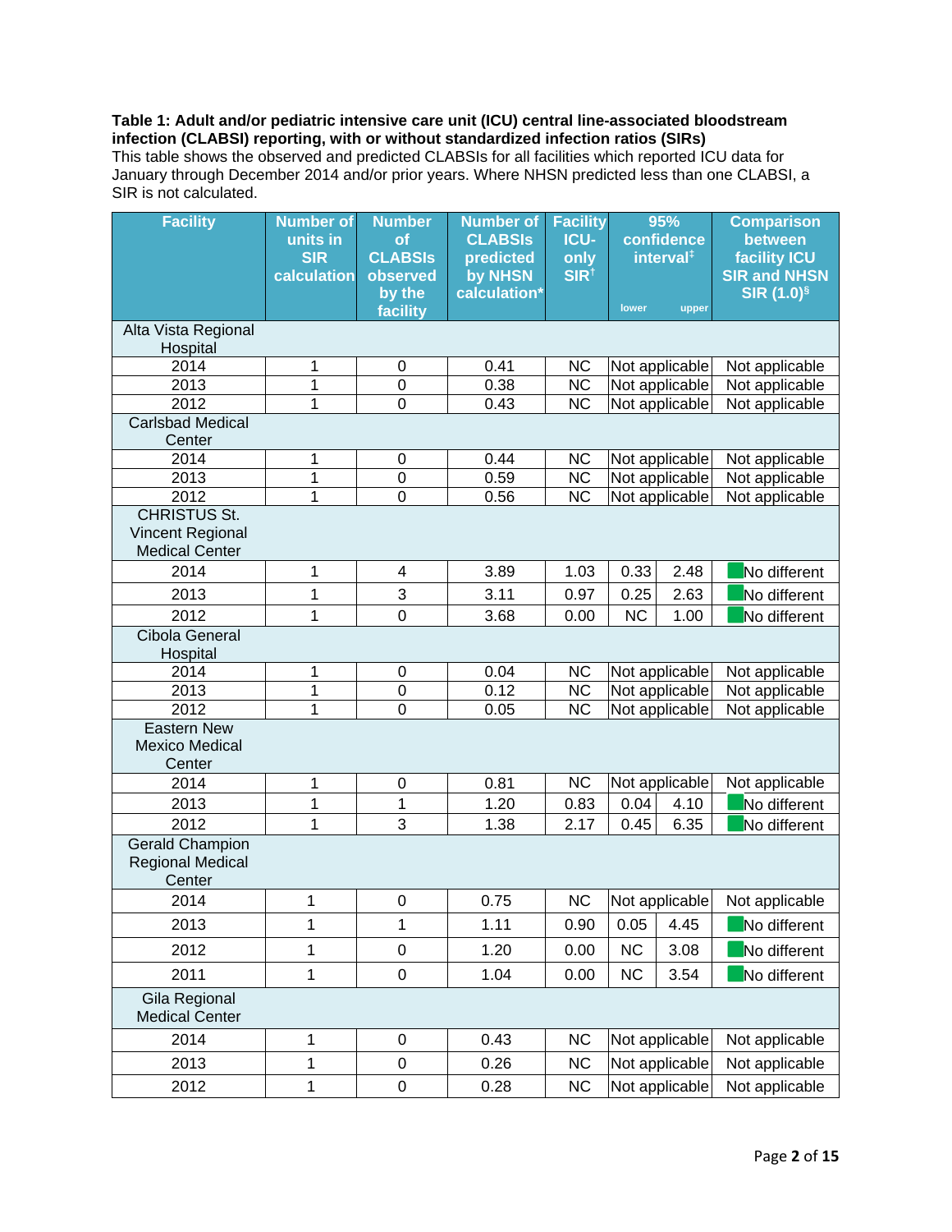**Table 1: Adult and/or pediatric intensive care unit (ICU) central line-associated bloodstream infection (CLABSI) reporting, with or without standardized infection ratios (SIRs)**
This table shows the observed and predicted CLABSIs for all facilities which reported ICU data for January through December 2014 and/or prior years. Where NHSN predicted less than one CLABSI, a SIR is not calculated.

| Facility | Number of units in SIR calculation | Number of CLABSIs observed by the facility | Number of CLABSIs predicted by NHSN calculation* | Facility ICU-only SIR† | 95% confidence interval‡ | | Comparison between facility ICU SIR and NHSN SIR (1.0)§ |
|---|---|---|---|---|---|---|---|
| | | | | | lower | upper | |
| **Alta Vista Regional Hospital** | | | | | | | |
| 2014 | 1 | 0 | 0.41 | NC | Not applicable | | Not applicable |
| 2013 | 1 | 0 | 0.38 | NC | Not applicable | | Not applicable |
| 2012 | 1 | 0 | 0.43 | NC | Not applicable | | Not applicable |
| **Carlsbad Medical Center** | | | | | | | |
| 2014 | 1 | 0 | 0.44 | NC | Not applicable | | Not applicable |
| 2013 | 1 | 0 | 0.59 | NC | Not applicable | | Not applicable |
| 2012 | 1 | 0 | 0.56 | NC | Not applicable | | Not applicable |
| **CHRISTUS St. Vincent Regional Medical Center** | | | | | | | |
| 2014 | 1 | 4 | 3.89 | 1.03 | 0.33 | 2.48 | No different |
| 2013 | 1 | 3 | 3.11 | 0.97 | 0.25 | 2.63 | No different |
| 2012 | 1 | 0 | 3.68 | 0.00 | NC | 1.00 | No different |
| **Cibola General Hospital** | | | | | | | |
| 2014 | 1 | 0 | 0.04 | NC | Not applicable | | Not applicable |
| 2013 | 1 | 0 | 0.12 | NC | Not applicable | | Not applicable |
| 2012 | 1 | 0 | 0.05 | NC | Not applicable | | Not applicable |
| **Eastern New Mexico Medical Center** | | | | | | | |
| 2014 | 1 | 0 | 0.81 | NC | Not applicable | | Not applicable |
| 2013 | 1 | 1 | 1.20 | 0.83 | 0.04 | 4.10 | No different |
| 2012 | 1 | 3 | 1.38 | 2.17 | 0.45 | 6.35 | No different |
| **Gerald Champion Regional Medical Center** | | | | | | | |
| 2014 | 1 | 0 | 0.75 | NC | Not applicable | | Not applicable |
| 2013 | 1 | 1 | 1.11 | 0.90 | 0.05 | 4.45 | No different |
| 2012 | 1 | 0 | 1.20 | 0.00 | NC | 3.08 | No different |
| 2011 | 1 | 0 | 1.04 | 0.00 | NC | 3.54 | No different |
| **Gila Regional Medical Center** | | | | | | | |
| 2014 | 1 | 0 | 0.43 | NC | Not applicable | | Not applicable |
| 2013 | 1 | 0 | 0.26 | NC | Not applicable | | Not applicable |
| 2012 | 1 | 0 | 0.28 | NC | Not applicable | | Not applicable |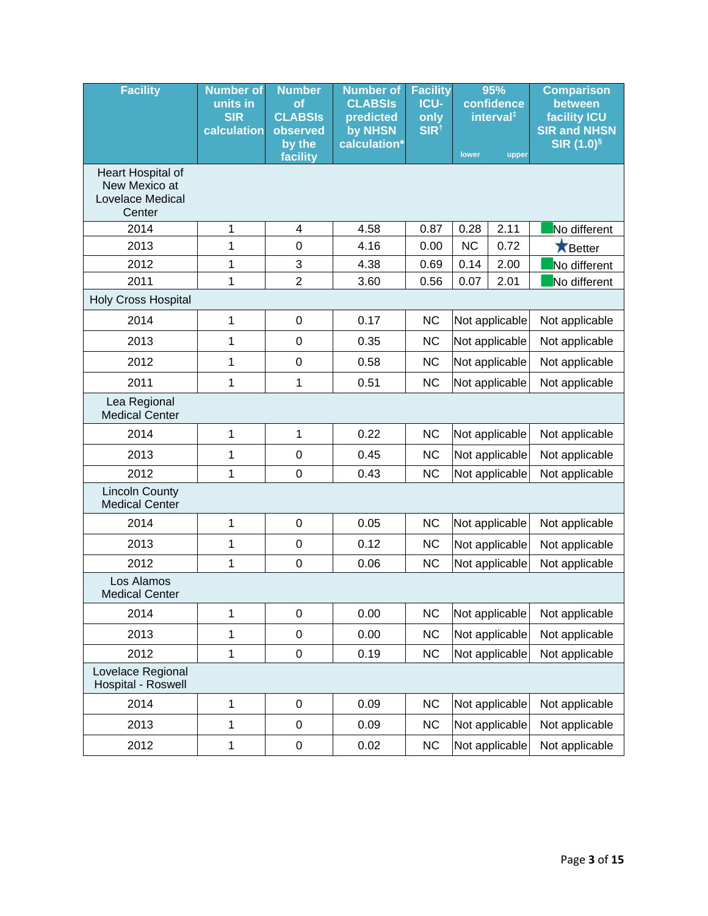| Facility | Number of units in SIR calculation | Number of CLABSIs observed by the facility | Number of CLABSIs predicted by NHSN calculation* | Facility ICU-only SIR† | 95% confidence interval‡ | | Comparison between facility ICU SIR and NHSN SIR (1.0)§ |
|---|---|---|---|---|---|---|---|
| | | | | | lower | upper | |
| Heart Hospital of New Mexico at Lovelace Medical Center | | | | | | | |
| 2014 | 1 | 4 | 4.58 | 0.87 | 0.28 | 2.11 | No different |
| 2013 | 1 | 0 | 4.16 | 0.00 | NC | 0.72 | ★ Better |
| 2012 | 1 | 3 | 4.38 | 0.69 | 0.14 | 2.00 | No different |
| 2011 | 1 | 2 | 3.60 | 0.56 | 0.07 | 2.01 | No different |
| Holy Cross Hospital | | | | | | | |
| 2014 | 1 | 0 | 0.17 | NC | Not applicable | | Not applicable |
| 2013 | 1 | 0 | 0.35 | NC | Not applicable | | Not applicable |
| 2012 | 1 | 0 | 0.58 | NC | Not applicable | | Not applicable |
| 2011 | 1 | 1 | 0.51 | NC | Not applicable | | Not applicable |
| Lea Regional Medical Center | | | | | | | |
| 2014 | 1 | 1 | 0.22 | NC | Not applicable | | Not applicable |
| 2013 | 1 | 0 | 0.45 | NC | Not applicable | | Not applicable |
| 2012 | 1 | 0 | 0.43 | NC | Not applicable | | Not applicable |
| Lincoln County Medical Center | | | | | | | |
| 2014 | 1 | 0 | 0.05 | NC | Not applicable | | Not applicable |
| 2013 | 1 | 0 | 0.12 | NC | Not applicable | | Not applicable |
| 2012 | 1 | 0 | 0.06 | NC | Not applicable | | Not applicable |
| Los Alamos Medical Center | | | | | | | |
| 2014 | 1 | 0 | 0.00 | NC | Not applicable | | Not applicable |
| 2013 | 1 | 0 | 0.00 | NC | Not applicable | | Not applicable |
| 2012 | 1 | 0 | 0.19 | NC | Not applicable | | Not applicable |
| Lovelace Regional Hospital - Roswell | | | | | | | |
| 2014 | 1 | 0 | 0.09 | NC | Not applicable | | Not applicable |
| 2013 | 1 | 0 | 0.09 | NC | Not applicable | | Not applicable |
| 2012 | 1 | 0 | 0.02 | NC | Not applicable | | Not applicable |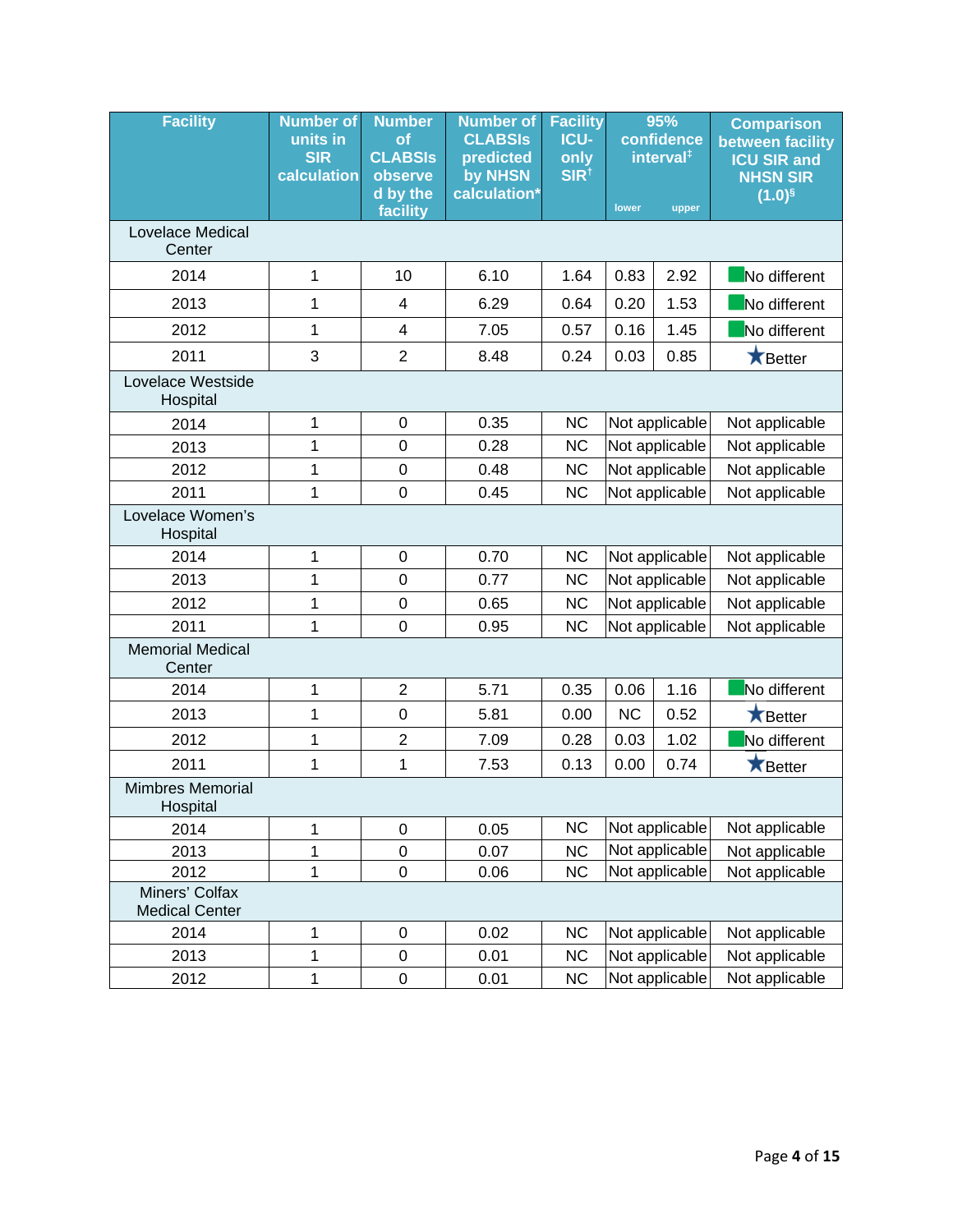| Facility | Number of units in SIR calculation | Number of CLABSIs observed by the facility | Number of CLABSIs predicted by NHSN calculation* | Facility ICU-only SIR† | 95% confidence interval‡ | | Comparison between facility ICU SIR and NHSN SIR (1.0)§ |
|---|---|---|---|---|---|---|---|
| | | | | | lower | upper | |
| Lovelace Medical Center | | | | | | | |
| 2014 | 1 | 10 | 6.10 | 1.64 | 0.83 | 2.92 | No different |
| 2013 | 1 | 4 | 6.29 | 0.64 | 0.20 | 1.53 | No different |
| 2012 | 1 | 4 | 7.05 | 0.57 | 0.16 | 1.45 | No different |
| 2011 | 3 | 2 | 8.48 | 0.24 | 0.03 | 0.85 | ★Better |
| Lovelace Westside Hospital | | | | | | | |
| 2014 | 1 | 0 | 0.35 | NC | Not applicable | | Not applicable |
| 2013 | 1 | 0 | 0.28 | NC | Not applicable | | Not applicable |
| 2012 | 1 | 0 | 0.48 | NC | Not applicable | | Not applicable |
| 2011 | 1 | 0 | 0.45 | NC | Not applicable | | Not applicable |
| Lovelace Women's Hospital | | | | | | | |
| 2014 | 1 | 0 | 0.70 | NC | Not applicable | | Not applicable |
| 2013 | 1 | 0 | 0.77 | NC | Not applicable | | Not applicable |
| 2012 | 1 | 0 | 0.65 | NC | Not applicable | | Not applicable |
| 2011 | 1 | 0 | 0.95 | NC | Not applicable | | Not applicable |
| Memorial Medical Center | | | | | | | |
| 2014 | 1 | 2 | 5.71 | 0.35 | 0.06 | 1.16 | No different |
| 2013 | 1 | 0 | 5.81 | 0.00 | NC | 0.52 | ★Better |
| 2012 | 1 | 2 | 7.09 | 0.28 | 0.03 | 1.02 | No different |
| 2011 | 1 | 1 | 7.53 | 0.13 | 0.00 | 0.74 | ★Better |
| Mimbres Memorial Hospital | | | | | | | |
| 2014 | 1 | 0 | 0.05 | NC | Not applicable | | Not applicable |
| 2013 | 1 | 0 | 0.07 | NC | Not applicable | | Not applicable |
| 2012 | 1 | 0 | 0.06 | NC | Not applicable | | Not applicable |
| Miners' Colfax Medical Center | | | | | | | |
| 2014 | 1 | 0 | 0.02 | NC | Not applicable | | Not applicable |
| 2013 | 1 | 0 | 0.01 | NC | Not applicable | | Not applicable |
| 2012 | 1 | 0 | 0.01 | NC | Not applicable | | Not applicable |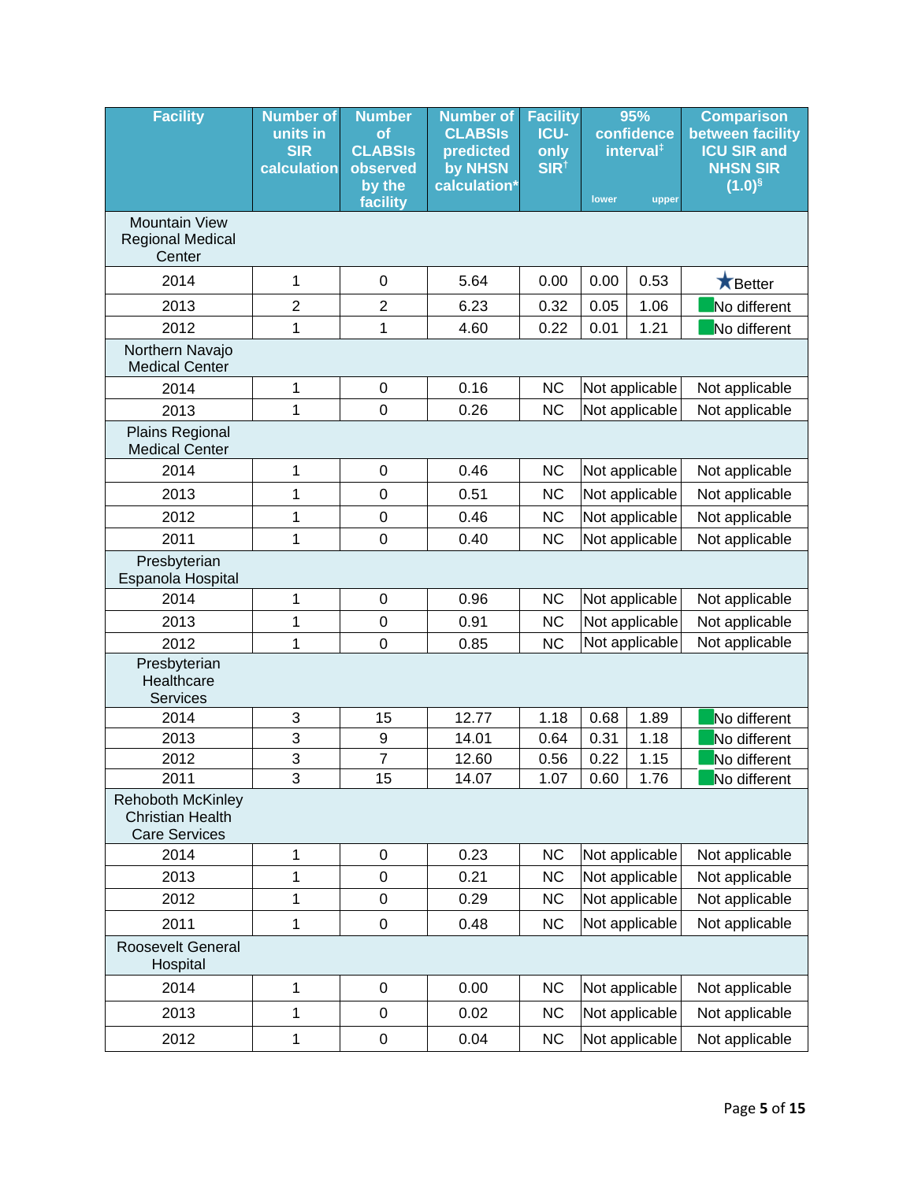| Facility | Number of units in SIR calculation | Number of CLABSIs observed by the facility | Number of CLABSIs predicted by NHSN calculation* | Facility ICU-only SIR† | 95% confidence interval‡ | | Comparison between facility ICU SIR and NHSN SIR (1.0)§ |
|---|---|---|---|---|---|---|---|
| | | | | | lower | upper | |
| Mountain View Regional Medical Center | | | | | | | |
| 2014 | 1 | 0 | 5.64 | 0.00 | 0.00 | 0.53 | ★Better |
| 2013 | 2 | 2 | 6.23 | 0.32 | 0.05 | 1.06 | No different |
| 2012 | 1 | 1 | 4.60 | 0.22 | 0.01 | 1.21 | No different |
| Northern Navajo Medical Center | | | | | | | |
| 2014 | 1 | 0 | 0.16 | NC | Not applicable | | Not applicable |
| 2013 | 1 | 0 | 0.26 | NC | Not applicable | | Not applicable |
| Plains Regional Medical Center | | | | | | | |
| 2014 | 1 | 0 | 0.46 | NC | Not applicable | | Not applicable |
| 2013 | 1 | 0 | 0.51 | NC | Not applicable | | Not applicable |
| 2012 | 1 | 0 | 0.46 | NC | Not applicable | | Not applicable |
| 2011 | 1 | 0 | 0.40 | NC | Not applicable | | Not applicable |
| Presbyterian Espanola Hospital | | | | | | | |
| 2014 | 1 | 0 | 0.96 | NC | Not applicable | | Not applicable |
| 2013 | 1 | 0 | 0.91 | NC | Not applicable | | Not applicable |
| 2012 | 1 | 0 | 0.85 | NC | Not applicable | | Not applicable |
| Presbyterian Healthcare Services | | | | | | | |
| 2014 | 3 | 15 | 12.77 | 1.18 | 0.68 | 1.89 | No different |
| 2013 | 3 | 9 | 14.01 | 0.64 | 0.31 | 1.18 | No different |
| 2012 | 3 | 7 | 12.60 | 0.56 | 0.22 | 1.15 | No different |
| 2011 | 3 | 15 | 14.07 | 1.07 | 0.60 | 1.76 | No different |
| Rehoboth McKinley Christian Health Care Services | | | | | | | |
| 2014 | 1 | 0 | 0.23 | NC | Not applicable | | Not applicable |
| 2013 | 1 | 0 | 0.21 | NC | Not applicable | | Not applicable |
| 2012 | 1 | 0 | 0.29 | NC | Not applicable | | Not applicable |
| 2011 | 1 | 0 | 0.48 | NC | Not applicable | | Not applicable |
| Roosevelt General Hospital | | | | | | | |
| 2014 | 1 | 0 | 0.00 | NC | Not applicable | | Not applicable |
| 2013 | 1 | 0 | 0.02 | NC | Not applicable | | Not applicable |
| 2012 | 1 | 0 | 0.04 | NC | Not applicable | | Not applicable |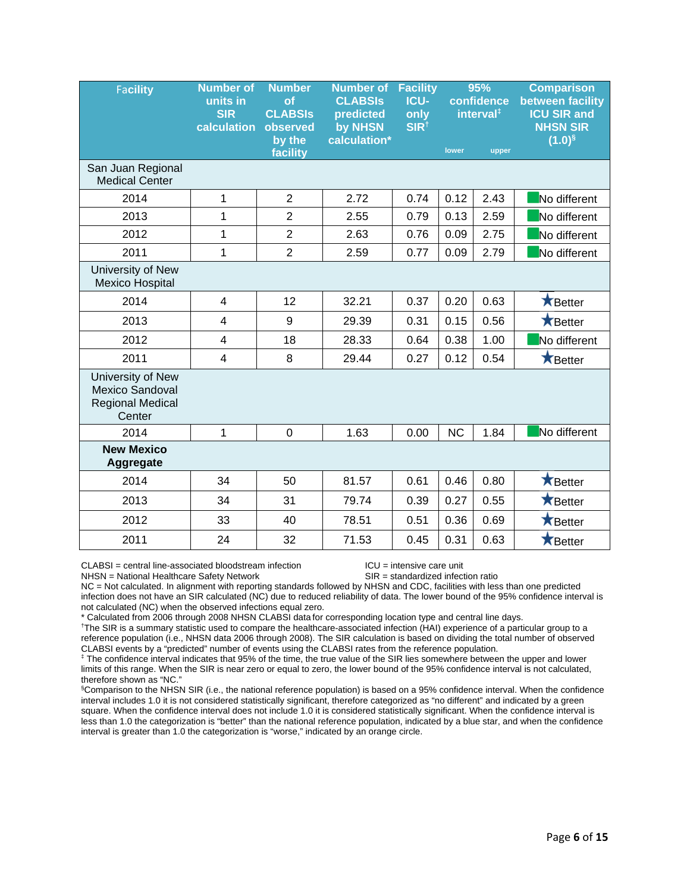| Facility | Number of units in SIR calculation | Number of CLABSIs observed by the facility | Number of CLABSIs predicted by NHSN calculation* | Facility ICU-only SIR† | 95% confidence interval‡ | | Comparison between facility ICU SIR and NHSN SIR (1.0)§ |
|---|---|---|---|---|---|---|---|
| | | | | | lower | upper | |
| **San Juan Regional Medical Center** | | | | | | | |
| 2014 | 1 | 2 | 2.72 | 0.74 | 0.12 | 2.43 | No different |
| 2013 | 1 | 2 | 2.55 | 0.79 | 0.13 | 2.59 | No different |
| 2012 | 1 | 2 | 2.63 | 0.76 | 0.09 | 2.75 | No different |
| 2011 | 1 | 2 | 2.59 | 0.77 | 0.09 | 2.79 | No different |
| **University of New Mexico Hospital** | | | | | | | |
| 2014 | 4 | 12 | 32.21 | 0.37 | 0.20 | 0.63 | ★Better |
| 2013 | 4 | 9 | 29.39 | 0.31 | 0.15 | 0.56 | ★Better |
| 2012 | 4 | 18 | 28.33 | 0.64 | 0.38 | 1.00 | No different |
| 2011 | 4 | 8 | 29.44 | 0.27 | 0.12 | 0.54 | ★Better |
| **University of New Mexico Sandoval Regional Medical Center** | | | | | | | |
| 2014 | 1 | 0 | 1.63 | 0.00 | NC | 1.84 | No different |
| **New Mexico Aggregate** | | | | | | | |
| 2014 | 34 | 50 | 81.57 | 0.61 | 0.46 | 0.80 | ★Better |
| 2013 | 34 | 31 | 79.74 | 0.39 | 0.27 | 0.55 | ★Better |
| 2012 | 33 | 40 | 78.51 | 0.51 | 0.36 | 0.69 | ★Better |
| 2011 | 24 | 32 | 71.53 | 0.45 | 0.31 | 0.63 | ★Better |

CLABSI = central line-associated bloodstream infection
ICU = intensive care unit
NHSN = National Healthcare Safety Network
SIR = standardized infection ratio
NC = Not calculated. In alignment with reporting standards followed by NHSN and CDC, facilities with less than one predicted infection does not have an SIR calculated (NC) due to reduced reliability of data. The lower bound of the 95% confidence interval is not calculated (NC) when the observed infections equal zero.
* Calculated from 2006 through 2008 NHSN CLABSI data for corresponding location type and central line days.
† The SIR is a summary statistic used to compare the healthcare-associated infection (HAI) experience of a particular group to a reference population (i.e., NHSN data 2006 through 2008). The SIR calculation is based on dividing the total number of observed CLABSI events by a "predicted" number of events using the CLABSI rates from the reference population.
‡ The confidence interval indicates that 95% of the time, the true value of the SIR lies somewhere between the upper and lower limits of this range. When the SIR is near zero or equal to zero, the lower bound of the 95% confidence interval is not calculated, therefore shown as "NC."
§ Comparison to the NHSN SIR (i.e., the national reference population) is based on a 95% confidence interval. When the confidence interval includes 1.0 it is not considered statistically significant, therefore categorized as "no different" and indicated by a green square. When the confidence interval does not include 1.0 it is considered statistically significant. When the confidence interval is less than 1.0 the categorization is "better" than the national reference population, indicated by a blue star, and when the confidence interval is greater than 1.0 the categorization is "worse," indicated by an orange circle.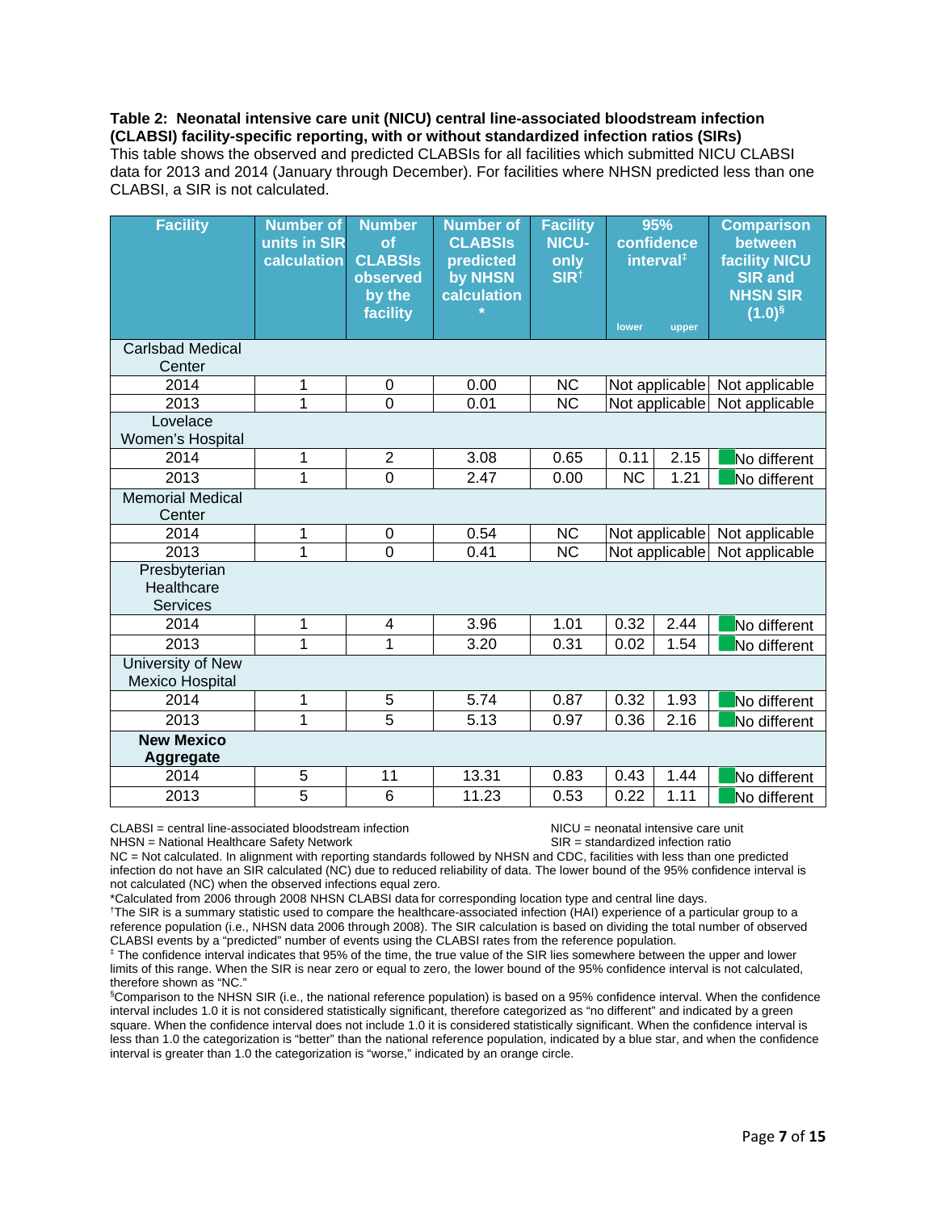**Table 2: Neonatal intensive care unit (NICU) central line-associated bloodstream infection (CLABSI) facility-specific reporting, with or without standardized infection ratios (SIRs)**

This table shows the observed and predicted CLABSIs for all facilities which submitted NICU CLABSI data for 2013 and 2014 (January through December). For facilities where NHSN predicted less than one CLABSI, a SIR is not calculated.

| Facility | Number of units in SIR calculation | Number of CLABSIs observed by the facility | Number of CLABSIs predicted by NHSN calculation * | Facility NICU-only SIR† | 95% confidence interval‡ | | Comparison between facility NICU SIR and NHSN SIR (1.0)§ |
|---|---|---|---|---|---|---|---|
| | | | | | lower | upper | |
| **Carlsbad Medical Center** | | | | | | | |
| 2014 | 1 | 0 | 0.00 | NC | Not applicable | | Not applicable |
| 2013 | 1 | 0 | 0.01 | NC | Not applicable | | Not applicable |
| **Lovelace Women's Hospital** | | | | | | | |
| 2014 | 1 | 2 | 3.08 | 0.65 | 0.11 | 2.15 | No different |
| 2013 | 1 | 0 | 2.47 | 0.00 | NC | 1.21 | No different |
| **Memorial Medical Center** | | | | | | | |
| 2014 | 1 | 0 | 0.54 | NC | Not applicable | | Not applicable |
| 2013 | 1 | 0 | 0.41 | NC | Not applicable | | Not applicable |
| **Presbyterian Healthcare Services** | | | | | | | |
| 2014 | 1 | 4 | 3.96 | 1.01 | 0.32 | 2.44 | No different |
| 2013 | 1 | 1 | 3.20 | 0.31 | 0.02 | 1.54 | No different |
| **University of New Mexico Hospital** | | | | | | | |
| 2014 | 1 | 5 | 5.74 | 0.87 | 0.32 | 1.93 | No different |
| 2013 | 1 | 5 | 5.13 | 0.97 | 0.36 | 2.16 | No different |
| **New Mexico Aggregate** | | | | | | | |
| 2014 | 5 | 11 | 13.31 | 0.83 | 0.43 | 1.44 | No different |
| 2013 | 5 | 6 | 11.23 | 0.53 | 0.22 | 1.11 | No different |

CLABSI = central line-associated bloodstream infection

NICU = neonatal intensive care unit

NHSN = National Healthcare Safety Network

SIR = standardized infection ratio

NC = Not calculated. In alignment with reporting standards followed by NHSN and CDC, facilities with less than one predicted infection do not have an SIR calculated (NC) due to reduced reliability of data. The lower bound of the 95% confidence interval is not calculated (NC) when the observed infections equal zero.

*Calculated from 2006 through 2008 NHSN CLABSI data for corresponding location type and central line days.

†The SIR is a summary statistic used to compare the healthcare-associated infection (HAI) experience of a particular group to a reference population (i.e., NHSN data 2006 through 2008). The SIR calculation is based on dividing the total number of observed CLABSI events by a "predicted" number of events using the CLABSI rates from the reference population.

‡ The confidence interval indicates that 95% of the time, the true value of the SIR lies somewhere between the upper and lower limits of this range. When the SIR is near zero or equal to zero, the lower bound of the 95% confidence interval is not calculated, therefore shown as "NC."

§Comparison to the NHSN SIR (i.e., the national reference population) is based on a 95% confidence interval. When the confidence interval includes 1.0 it is not considered statistically significant, therefore categorized as "no different" and indicated by a green square. When the confidence interval does not include 1.0 it is considered statistically significant. When the confidence interval is less than 1.0 the categorization is "better" than the national reference population, indicated by a blue star, and when the confidence interval is greater than 1.0 the categorization is "worse," indicated by an orange circle.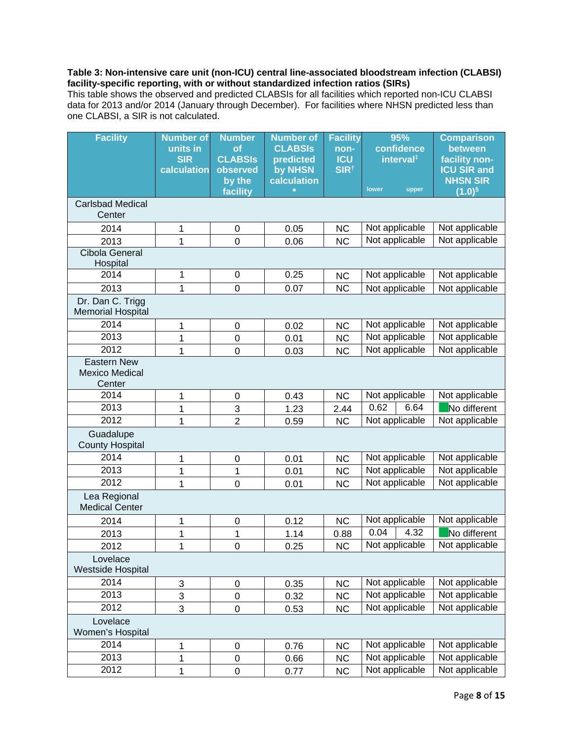**Table 3: Non-intensive care unit (non-ICU) central line-associated bloodstream infection (CLABSI) facility-specific reporting, with or without standardized infection ratios (SIRs)**
This table shows the observed and predicted CLABSIs for all facilities which reported non-ICU CLABSI data for 2013 and/or 2014 (January through December). For facilities where NHSN predicted less than one CLABSI, a SIR is not calculated.

| Facility | Number of units in SIR calculation | Number of CLABSIs observed by the facility | Number of CLABSIs predicted by NHSN calculation * | Facility non-ICU SIR† | 95% confidence interval‡ | | Comparison between facility non-ICU SIR and NHSN SIR (1.0)§ |
|---|---|---|---|---|---|---|---|
| | | | | | lower | upper | |
| **Carlsbad Medical Center** | | | | | | | |
| 2014 | 1 | 0 | 0.05 | NC | Not applicable | | Not applicable |
| 2013 | 1 | 0 | 0.06 | NC | Not applicable | | Not applicable |
| **Cibola General Hospital** | | | | | | | |
| 2014 | 1 | 0 | 0.25 | NC | Not applicable | | Not applicable |
| 2013 | 1 | 0 | 0.07 | NC | Not applicable | | Not applicable |
| **Dr. Dan C. Trigg Memorial Hospital** | | | | | | | |
| 2014 | 1 | 0 | 0.02 | NC | Not applicable | | Not applicable |
| 2013 | 1 | 0 | 0.01 | NC | Not applicable | | Not applicable |
| 2012 | 1 | 0 | 0.03 | NC | Not applicable | | Not applicable |
| **Eastern New Mexico Medical Center** | | | | | | | |
| 2014 | 1 | 0 | 0.43 | NC | Not applicable | | Not applicable |
| 2013 | 1 | 3 | 1.23 | 2.44 | 0.62 | 6.64 | No different |
| 2012 | 1 | 2 | 0.59 | NC | Not applicable | | Not applicable |
| **Guadalupe County Hospital** | | | | | | | |
| 2014 | 1 | 0 | 0.01 | NC | Not applicable | | Not applicable |
| 2013 | 1 | 1 | 0.01 | NC | Not applicable | | Not applicable |
| 2012 | 1 | 0 | 0.01 | NC | Not applicable | | Not applicable |
| **Lea Regional Medical Center** | | | | | | | |
| 2014 | 1 | 0 | 0.12 | NC | Not applicable | | Not applicable |
| 2013 | 1 | 1 | 1.14 | 0.88 | 0.04 | 4.32 | No different |
| 2012 | 1 | 0 | 0.25 | NC | Not applicable | | Not applicable |
| **Lovelace Westside Hospital** | | | | | | | |
| 2014 | 3 | 0 | 0.35 | NC | Not applicable | | Not applicable |
| 2013 | 3 | 0 | 0.32 | NC | Not applicable | | Not applicable |
| 2012 | 3 | 0 | 0.53 | NC | Not applicable | | Not applicable |
| **Lovelace Women's Hospital** | | | | | | | |
| 2014 | 1 | 0 | 0.76 | NC | Not applicable | | Not applicable |
| 2013 | 1 | 0 | 0.66 | NC | Not applicable | | Not applicable |
| 2012 | 1 | 0 | 0.77 | NC | Not applicable | | Not applicable |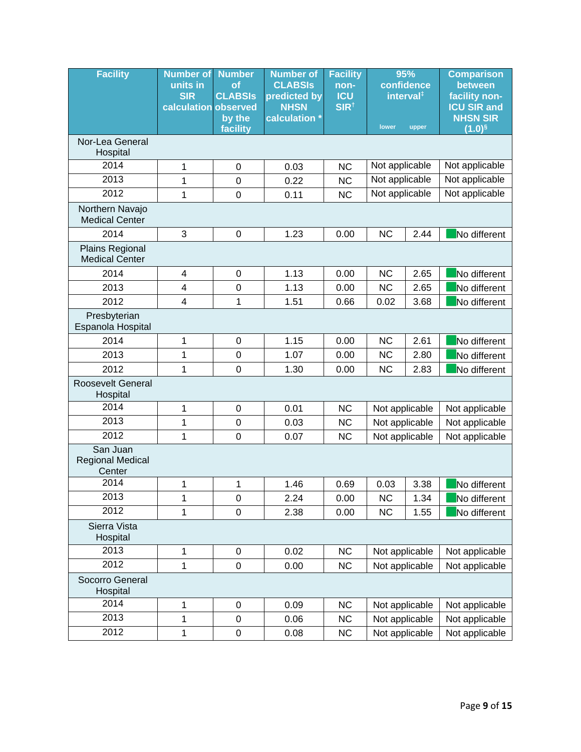| Facility | Number of units in SIR calculation | Number of CLABSIs observed by the facility | Number of CLABSIs predicted by NHSN calculation * | Facility non-ICU SIR† | 95% confidence interval‡ | | Comparison between facility non-ICU SIR and NHSN SIR (1.0)§ |
|---|---|---|---|---|---|---|---|
| | | | | | lower | upper | |
| Nor-Lea General Hospital | | | | | | | |
| 2014 | 1 | 0 | 0.03 | NC | Not applicable | | Not applicable |
| 2013 | 1 | 0 | 0.22 | NC | Not applicable | | Not applicable |
| 2012 | 1 | 0 | 0.11 | NC | Not applicable | | Not applicable |
| Northern Navajo Medical Center | | | | | | | |
| 2014 | 3 | 0 | 1.23 | 0.00 | NC | 2.44 | No different |
| Plains Regional Medical Center | | | | | | | |
| 2014 | 4 | 0 | 1.13 | 0.00 | NC | 2.65 | No different |
| 2013 | 4 | 0 | 1.13 | 0.00 | NC | 2.65 | No different |
| 2012 | 4 | 1 | 1.51 | 0.66 | 0.02 | 3.68 | No different |
| Presbyterian Espanola Hospital | | | | | | | |
| 2014 | 1 | 0 | 1.15 | 0.00 | NC | 2.61 | No different |
| 2013 | 1 | 0 | 1.07 | 0.00 | NC | 2.80 | No different |
| 2012 | 1 | 0 | 1.30 | 0.00 | NC | 2.83 | No different |
| Roosevelt General Hospital | | | | | | | |
| 2014 | 1 | 0 | 0.01 | NC | Not applicable | | Not applicable |
| 2013 | 1 | 0 | 0.03 | NC | Not applicable | | Not applicable |
| 2012 | 1 | 0 | 0.07 | NC | Not applicable | | Not applicable |
| San Juan Regional Medical Center | | | | | | | |
| 2014 | 1 | 1 | 1.46 | 0.69 | 0.03 | 3.38 | No different |
| 2013 | 1 | 0 | 2.24 | 0.00 | NC | 1.34 | No different |
| 2012 | 1 | 0 | 2.38 | 0.00 | NC | 1.55 | No different |
| Sierra Vista Hospital | | | | | | | |
| 2013 | 1 | 0 | 0.02 | NC | Not applicable | | Not applicable |
| 2012 | 1 | 0 | 0.00 | NC | Not applicable | | Not applicable |
| Socorro General Hospital | | | | | | | |
| 2014 | 1 | 0 | 0.09 | NC | Not applicable | | Not applicable |
| 2013 | 1 | 0 | 0.06 | NC | Not applicable | | Not applicable |
| 2012 | 1 | 0 | 0.08 | NC | Not applicable | | Not applicable |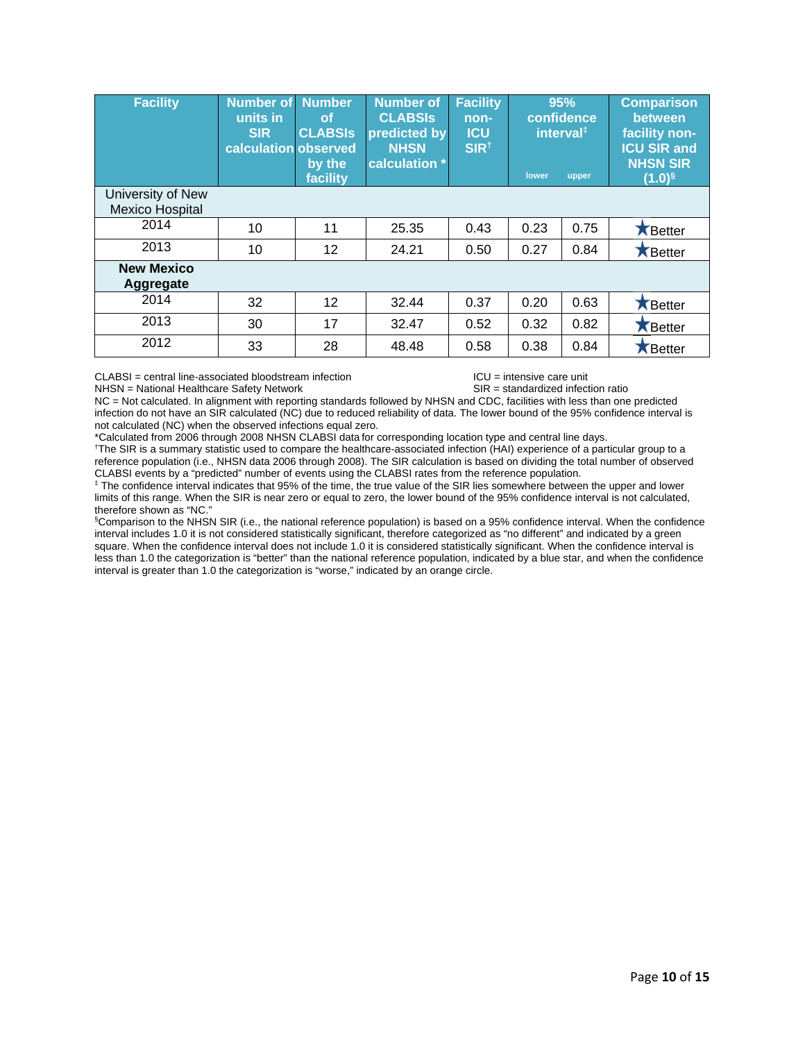| Facility | Number of units in SIR calculation | Number of CLABSIs observed by the facility | Number of CLABSIs predicted by NHSN calculation * | Facility non-ICU SIR† | 95% confidence interval‡ | | Comparison between facility non-ICU SIR and NHSN SIR (1.0)§ |
|---|---|---|---|---|---|---|---|
| | | | | | lower | upper | |
| University of New Mexico Hospital | | | | | | | |
| 2014 | 10 | 11 | 25.35 | 0.43 | 0.23 | 0.75 | ★Better |
| 2013 | 10 | 12 | 24.21 | 0.50 | 0.27 | 0.84 | ★Better |
| **New Mexico Aggregate** | | | | | | | |
| 2014 | 32 | 12 | 32.44 | 0.37 | 0.20 | 0.63 | ★Better |
| 2013 | 30 | 17 | 32.47 | 0.52 | 0.32 | 0.82 | ★Better |
| 2012 | 33 | 28 | 48.48 | 0.58 | 0.38 | 0.84 | ★Better |

CLABSI = central line-associated bloodstream infection

ICU = intensive care unit

NHSN = National Healthcare Safety Network

SIR = standardized infection ratio

NC = Not calculated. In alignment with reporting standards followed by NHSN and CDC, facilities with less than one predicted infection do not have an SIR calculated (NC) due to reduced reliability of data. The lower bound of the 95% confidence interval is not calculated (NC) when the observed infections equal zero.

*Calculated from 2006 through 2008 NHSN CLABSI data for corresponding location type and central line days.

†The SIR is a summary statistic used to compare the healthcare-associated infection (HAI) experience of a particular group to a reference population (i.e., NHSN data 2006 through 2008). The SIR calculation is based on dividing the total number of observed CLABSI events by a "predicted" number of events using the CLABSI rates from the reference population.

‡ The confidence interval indicates that 95% of the time, the true value of the SIR lies somewhere between the upper and lower limits of this range. When the SIR is near zero or equal to zero, the lower bound of the 95% confidence interval is not calculated, therefore shown as "NC."

§Comparison to the NHSN SIR (i.e., the national reference population) is based on a 95% confidence interval. When the confidence interval includes 1.0 it is not considered statistically significant, therefore categorized as "no different" and indicated by a green square. When the confidence interval does not include 1.0 it is considered statistically significant. When the confidence interval is less than 1.0 the categorization is "better" than the national reference population, indicated by a blue star, and when the confidence interval is greater than 1.0 the categorization is "worse," indicated by an orange circle.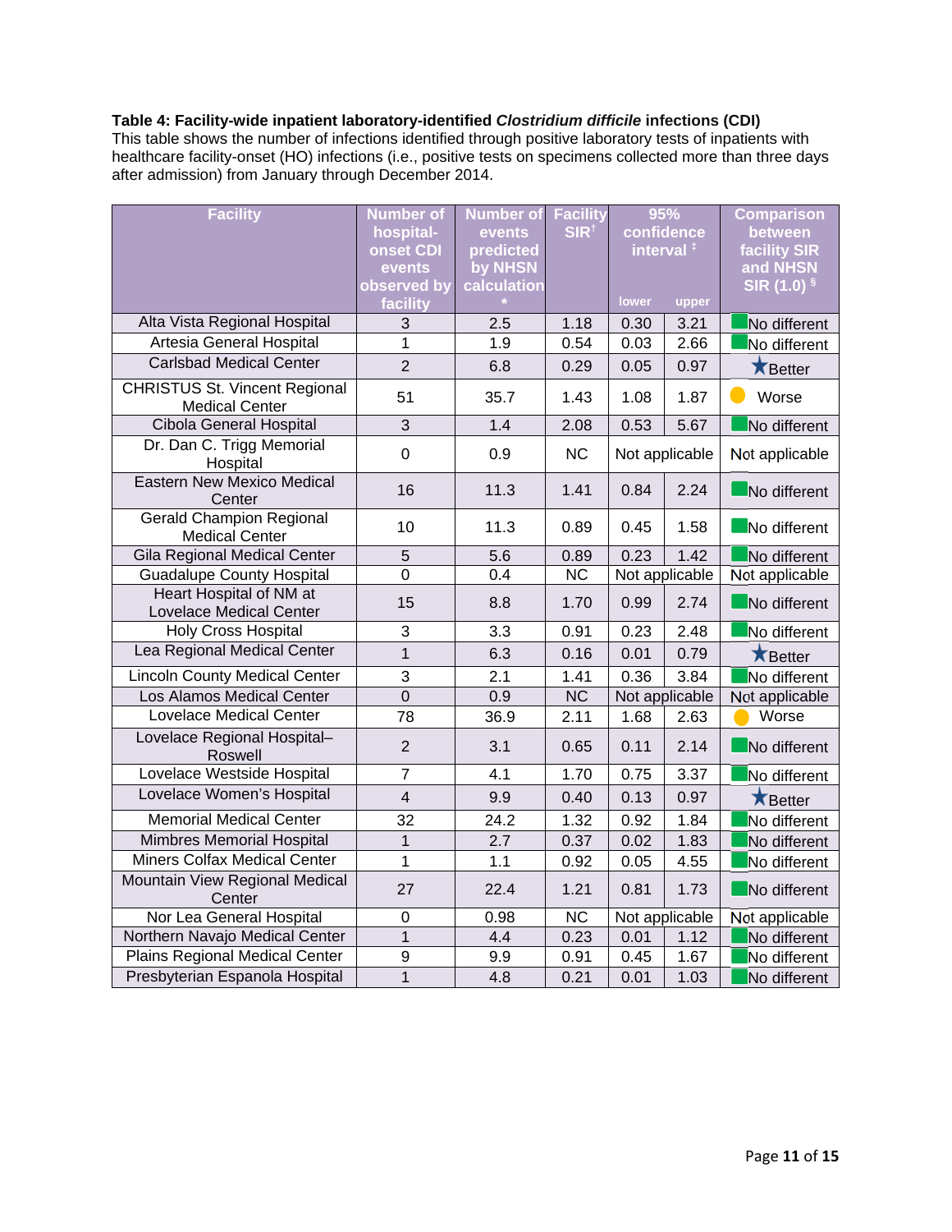**Table 4: Facility-wide inpatient laboratory-identified *Clostridium difficile* infections (CDI)**
This table shows the number of infections identified through positive laboratory tests of inpatients with healthcare facility-onset (HO) infections (i.e., positive tests on specimens collected more than three days after admission) from January through December 2014.

| Facility | Number of hospital-onset CDI events observed by facility | Number of events predicted by NHSN calculation * | Facility SIR† | 95% confidence interval ‡ | | Comparison between facility SIR and NHSN SIR (1.0) § |
|---|---|---|---|---|---|---|
| | | | | lower | upper | |
| Alta Vista Regional Hospital | 3 | 2.5 | 1.18 | 0.30 | 3.21 | No different |
| Artesia General Hospital | 1 | 1.9 | 0.54 | 0.03 | 2.66 | No different |
| Carlsbad Medical Center | 2 | 6.8 | 0.29 | 0.05 | 0.97 | Better |
| CHRISTUS St. Vincent Regional Medical Center | 51 | 35.7 | 1.43 | 1.08 | 1.87 | Worse |
| Cibola General Hospital | 3 | 1.4 | 2.08 | 0.53 | 5.67 | No different |
| Dr. Dan C. Trigg Memorial Hospital | 0 | 0.9 | NC | Not applicable | | Not applicable |
| Eastern New Mexico Medical Center | 16 | 11.3 | 1.41 | 0.84 | 2.24 | No different |
| Gerald Champion Regional Medical Center | 10 | 11.3 | 0.89 | 0.45 | 1.58 | No different |
| Gila Regional Medical Center | 5 | 5.6 | 0.89 | 0.23 | 1.42 | No different |
| Guadalupe County Hospital | 0 | 0.4 | NC | Not applicable | | Not applicable |
| Heart Hospital of NM at Lovelace Medical Center | 15 | 8.8 | 1.70 | 0.99 | 2.74 | No different |
| Holy Cross Hospital | 3 | 3.3 | 0.91 | 0.23 | 2.48 | No different |
| Lea Regional Medical Center | 1 | 6.3 | 0.16 | 0.01 | 0.79 | Better |
| Lincoln County Medical Center | 3 | 2.1 | 1.41 | 0.36 | 3.84 | No different |
| Los Alamos Medical Center | 0 | 0.9 | NC | Not applicable | | Not applicable |
| Lovelace Medical Center | 78 | 36.9 | 2.11 | 1.68 | 2.63 | Worse |
| Lovelace Regional Hospital–Roswell | 2 | 3.1 | 0.65 | 0.11 | 2.14 | No different |
| Lovelace Westside Hospital | 7 | 4.1 | 1.70 | 0.75 | 3.37 | No different |
| Lovelace Women's Hospital | 4 | 9.9 | 0.40 | 0.13 | 0.97 | Better |
| Memorial Medical Center | 32 | 24.2 | 1.32 | 0.92 | 1.84 | No different |
| Mimbres Memorial Hospital | 1 | 2.7 | 0.37 | 0.02 | 1.83 | No different |
| Miners Colfax Medical Center | 1 | 1.1 | 0.92 | 0.05 | 4.55 | No different |
| Mountain View Regional Medical Center | 27 | 22.4 | 1.21 | 0.81 | 1.73 | No different |
| Nor Lea General Hospital | 0 | 0.98 | NC | Not applicable | | Not applicable |
| Northern Navajo Medical Center | 1 | 4.4 | 0.23 | 0.01 | 1.12 | No different |
| Plains Regional Medical Center | 9 | 9.9 | 0.91 | 0.45 | 1.67 | No different |
| Presbyterian Espanola Hospital | 1 | 4.8 | 0.21 | 0.01 | 1.03 | No different |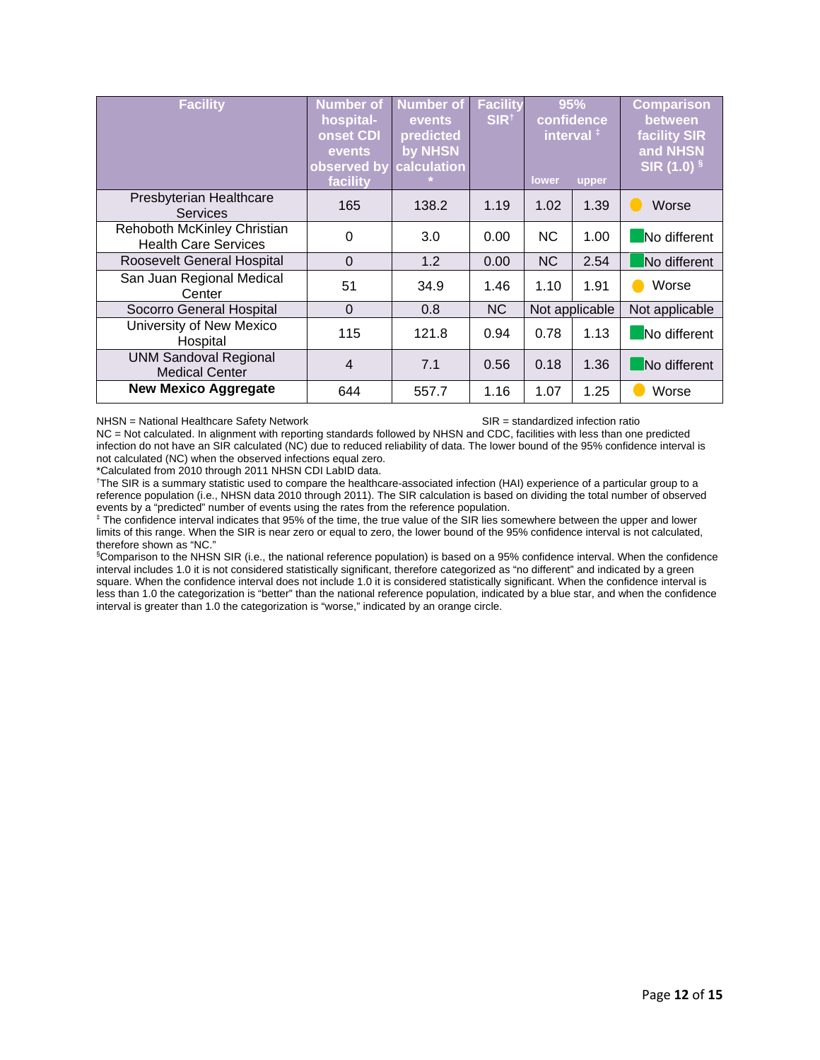| Facility | Number of hospital-onset CDI events observed by facility | Number of events predicted by NHSN calculation * | Facility SIR† | 95% confidence interval ‡ | | Comparison between facility SIR and NHSN SIR (1.0) § |
|---|---|---|---|---|---|---|
| | | | | lower | upper | |
| Presbyterian Healthcare Services | 165 | 138.2 | 1.19 | 1.02 | 1.39 | Worse |
| Rehoboth McKinley Christian Health Care Services | 0 | 3.0 | 0.00 | NC | 1.00 | No different |
| Roosevelt General Hospital | 0 | 1.2 | 0.00 | NC | 2.54 | No different |
| San Juan Regional Medical Center | 51 | 34.9 | 1.46 | 1.10 | 1.91 | Worse |
| Socorro General Hospital | 0 | 0.8 | NC | Not applicable | | Not applicable |
| University of New Mexico Hospital | 115 | 121.8 | 0.94 | 0.78 | 1.13 | No different |
| UNM Sandoval Regional Medical Center | 4 | 7.1 | 0.56 | 0.18 | 1.36 | No different |
| **New Mexico Aggregate** | 644 | 557.7 | 1.16 | 1.07 | 1.25 | Worse |

NHSN = National Healthcare Safety Network

SIR = standardized infection ratio

NC = Not calculated. In alignment with reporting standards followed by NHSN and CDC, facilities with less than one predicted infection do not have an SIR calculated (NC) due to reduced reliability of data. The lower bound of the 95% confidence interval is not calculated (NC) when the observed infections equal zero.

*Calculated from 2010 through 2011 NHSN CDI LabID data.

†The SIR is a summary statistic used to compare the healthcare-associated infection (HAI) experience of a particular group to a reference population (i.e., NHSN data 2010 through 2011). The SIR calculation is based on dividing the total number of observed events by a "predicted" number of events using the rates from the reference population.

‡ The confidence interval indicates that 95% of the time, the true value of the SIR lies somewhere between the upper and lower limits of this range. When the SIR is near zero or equal to zero, the lower bound of the 95% confidence interval is not calculated, therefore shown as "NC."

§Comparison to the NHSN SIR (i.e., the national reference population) is based on a 95% confidence interval. When the confidence interval includes 1.0 it is not considered statistically significant, therefore categorized as "no different" and indicated by a green square. When the confidence interval does not include 1.0 it is considered statistically significant. When the confidence interval is less than 1.0 the categorization is "better" than the national reference population, indicated by a blue star, and when the confidence interval is greater than 1.0 the categorization is "worse," indicated by an orange circle.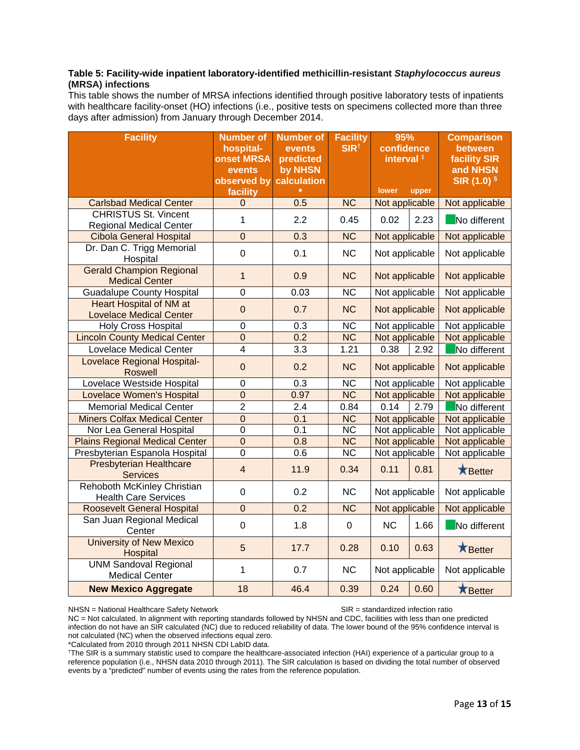**Table 5: Facility-wide inpatient laboratory-identified methicillin-resistant *Staphylococcus aureus* (MRSA) infections**

This table shows the number of MRSA infections identified through positive laboratory tests of inpatients with healthcare facility-onset (HO) infections (i.e., positive tests on specimens collected more than three days after admission) from January through December 2014.

| Facility | Number of hospital-onset MRSA events observed by facility | Number of events predicted by NHSN calculation * | Facility SIR † | 95% confidence interval ‡ | | Comparison between facility SIR and NHSN SIR (1.0) § |
|---|---|---|---|---|---|---|
| | | | | lower | upper | |
| Carlsbad Medical Center | 0 | 0.5 | NC | Not applicable | | Not applicable |
| CHRISTUS St. Vincent Regional Medical Center | 1 | 2.2 | 0.45 | 0.02 | 2.23 | No different |
| Cibola General Hospital | 0 | 0.3 | NC | Not applicable | | Not applicable |
| Dr. Dan C. Trigg Memorial Hospital | 0 | 0.1 | NC | Not applicable | | Not applicable |
| Gerald Champion Regional Medical Center | 1 | 0.9 | NC | Not applicable | | Not applicable |
| Guadalupe County Hospital | 0 | 0.03 | NC | Not applicable | | Not applicable |
| Heart Hospital of NM at Lovelace Medical Center | 0 | 0.7 | NC | Not applicable | | Not applicable |
| Holy Cross Hospital | 0 | 0.3 | NC | Not applicable | | Not applicable |
| Lincoln County Medical Center | 0 | 0.2 | NC | Not applicable | | Not applicable |
| Lovelace Medical Center | 4 | 3.3 | 1.21 | 0.38 | 2.92 | No different |
| Lovelace Regional Hospital-Roswell | 0 | 0.2 | NC | Not applicable | | Not applicable |
| Lovelace Westside Hospital | 0 | 0.3 | NC | Not applicable | | Not applicable |
| Lovelace Women's Hospital | 0 | 0.97 | NC | Not applicable | | Not applicable |
| Memorial Medical Center | 2 | 2.4 | 0.84 | 0.14 | 2.79 | No different |
| Miners Colfax Medical Center | 0 | 0.1 | NC | Not applicable | | Not applicable |
| Nor Lea General Hospital | 0 | 0.1 | NC | Not applicable | | Not applicable |
| Plains Regional Medical Center | 0 | 0.8 | NC | Not applicable | | Not applicable |
| Presbyterian Espanola Hospital | 0 | 0.6 | NC | Not applicable | | Not applicable |
| Presbyterian Healthcare Services | 4 | 11.9 | 0.34 | 0.11 | 0.81 | ★Better |
| Rehoboth McKinley Christian Health Care Services | 0 | 0.2 | NC | Not applicable | | Not applicable |
| Roosevelt General Hospital | 0 | 0.2 | NC | Not applicable | | Not applicable |
| San Juan Regional Medical Center | 0 | 1.8 | 0 | NC | 1.66 | No different |
| University of New Mexico Hospital | 5 | 17.7 | 0.28 | 0.10 | 0.63 | ★Better |
| UNM Sandoval Regional Medical Center | 1 | 0.7 | NC | Not applicable | | Not applicable |
| **New Mexico Aggregate** | 18 | 46.4 | 0.39 | 0.24 | 0.60 | ★Better |

NHSN = National Healthcare Safety Network

SIR = standardized infection ratio

NC = Not calculated. In alignment with reporting standards followed by NHSN and CDC, facilities with less than one predicted infection do not have an SIR calculated (NC) due to reduced reliability of data. The lower bound of the 95% confidence interval is not calculated (NC) when the observed infections equal zero.

*Calculated from 2010 through 2011 NHSN CDI LabID data.

†The SIR is a summary statistic used to compare the healthcare-associated infection (HAI) experience of a particular group to a reference population (i.e., NHSN data 2010 through 2011). The SIR calculation is based on dividing the total number of observed events by a "predicted" number of events using the rates from the reference population.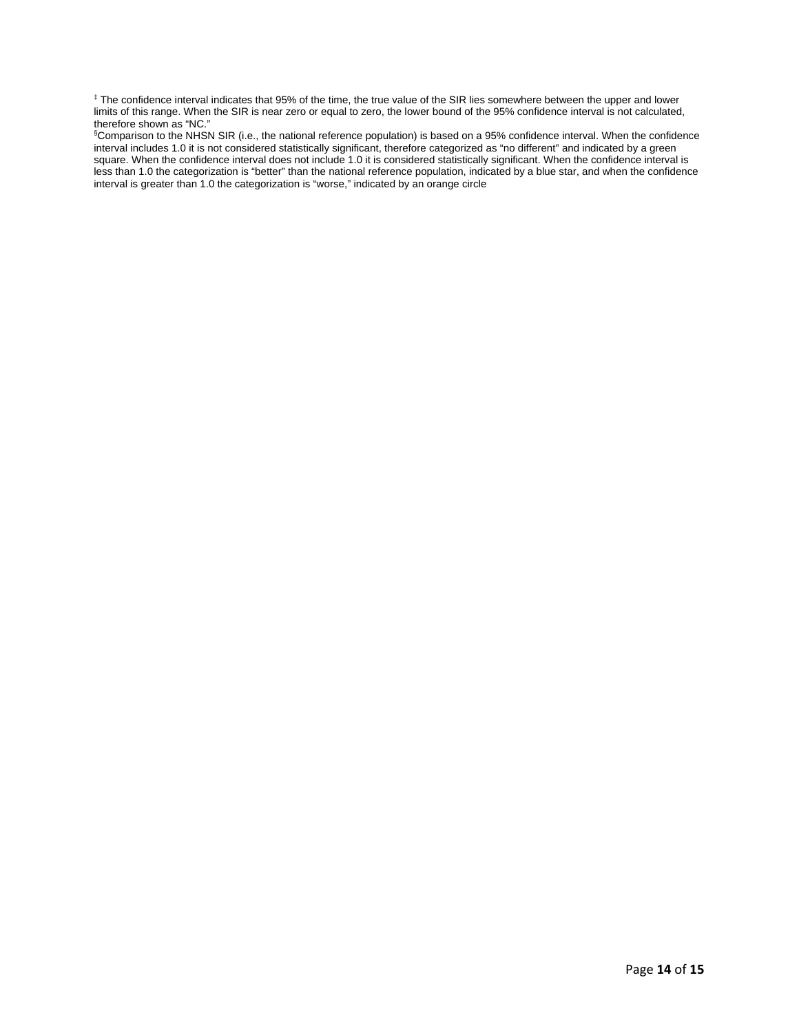‡ The confidence interval indicates that 95% of the time, the true value of the SIR lies somewhere between the upper and lower limits of this range. When the SIR is near zero or equal to zero, the lower bound of the 95% confidence interval is not calculated, therefore shown as "NC."

§Comparison to the NHSN SIR (i.e., the national reference population) is based on a 95% confidence interval. When the confidence interval includes 1.0 it is not considered statistically significant, therefore categorized as "no different" and indicated by a green square. When the confidence interval does not include 1.0 it is considered statistically significant. When the confidence interval is less than 1.0 the categorization is "better" than the national reference population, indicated by a blue star, and when the confidence interval is greater than 1.0 the categorization is "worse," indicated by an orange circle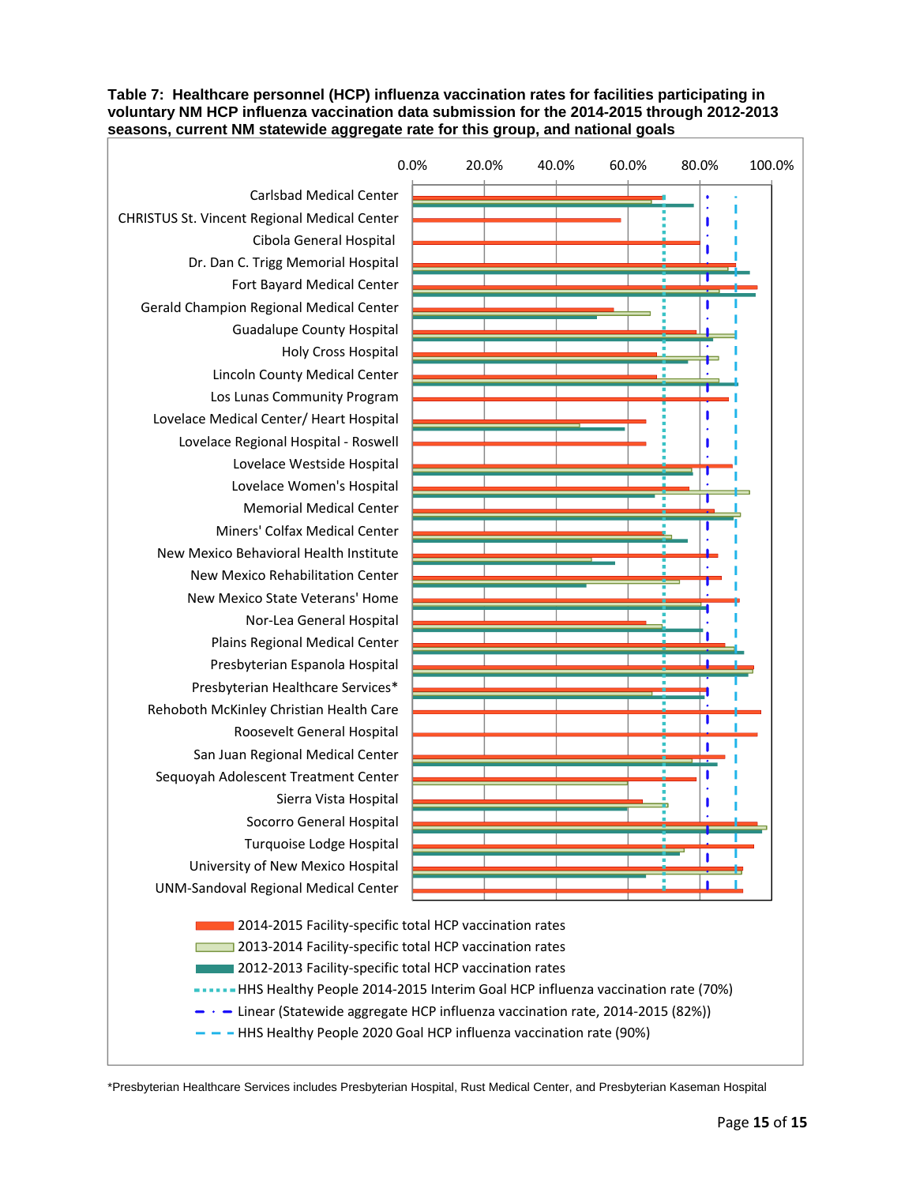**Table 7: Healthcare personnel (HCP) influenza vaccination rates for facilities participating in voluntary NM HCP influenza vaccination data submission for the 2014-2015 through 2012-2013 seasons, current NM statewide aggregate rate for this group, and national goals**

0.0% 20.0% 40.0% 60.0% 80.0% 100.0%

Carlsbad Medical Center
CHRISTUS St. Vincent Regional Medical Center
Cibola General Hospital
Dr. Dan C. Trigg Memorial Hospital
Fort Bayard Medical Center
Gerald Champion Regional Medical Center
Guadalupe County Hospital
Holy Cross Hospital
Lincoln County Medical Center
Los Lunas Community Program
Lovelace Medical Center/ Heart Hospital
Lovelace Regional Hospital - Roswell
Lovelace Westside Hospital
Lovelace Women's Hospital
Memorial Medical Center
Miners' Colfax Medical Center
New Mexico Behavioral Health Institute
New Mexico Rehabilitation Center
New Mexico State Veterans' Home
Nor-Lea General Hospital
Plains Regional Medical Center
Presbyterian Espanola Hospital
Presbyterian Healthcare Services*
Rehoboth McKinley Christian Health Care
Roosevelt General Hospital
San Juan Regional Medical Center
Sequoyah Adolescent Treatment Center
Sierra Vista Hospital
Socorro General Hospital
Turquoise Lodge Hospital
University of New Mexico Hospital
UNM-Sandoval Regional Medical Center

2014-2015 Facility-specific total HCP vaccination rates
2013-2014 Facility-specific total HCP vaccination rates
2012-2013 Facility-specific total HCP vaccination rates
HHS Healthy People 2014-2015 Interim Goal HCP influenza vaccination rate (70%)
Linear (Statewide aggregate HCP influenza vaccination rate, 2014-2015 (82%))
HHS Healthy People 2020 Goal HCP influenza vaccination rate (90%)

*Presbyterian Healthcare Services includes Presbyterian Hospital, Rust Medical Center, and Presbyterian Kaseman Hospital